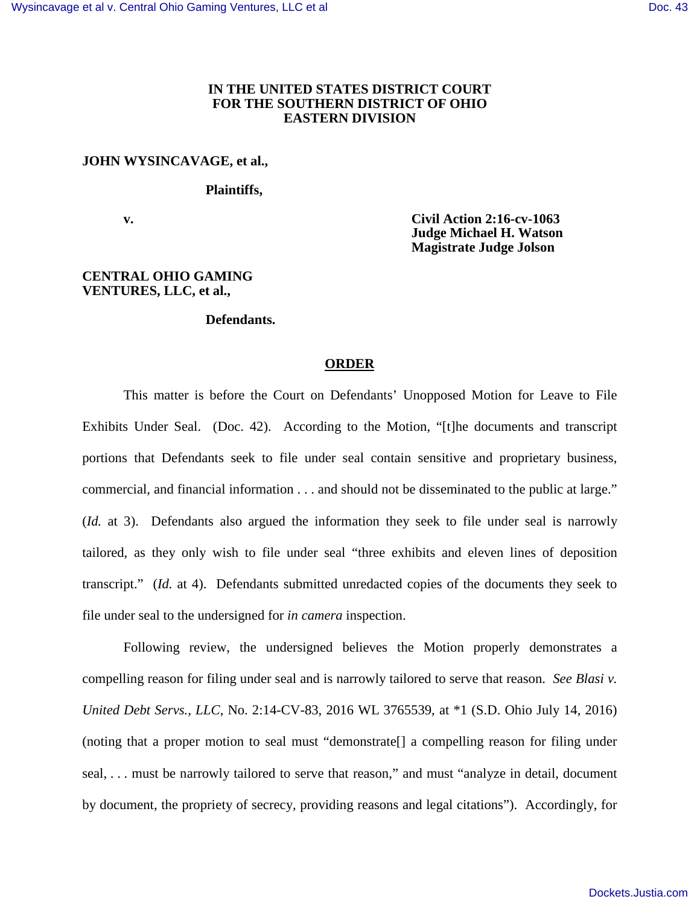**IN THE UNITED STATES DISTRICT COURT**
**FOR THE SOUTHERN DISTRICT OF OHIO**
**EASTERN DIVISION**

**JOHN WYSINCAVAGE, et al.,**

**Plaintiffs,**

**v.**

**Civil Action 2:16-cv-1063**
**Judge Michael H. Watson**
**Magistrate Judge Jolson**

**CENTRAL OHIO GAMING VENTURES, LLC, et al.,**

**Defendants.**

## ORDER

This matter is before the Court on Defendants' Unopposed Motion for Leave to File Exhibits Under Seal. (Doc. 42). According to the Motion, "[t]he documents and transcript portions that Defendants seek to file under seal contain sensitive and proprietary business, commercial, and financial information . . . and should not be disseminated to the public at large." (*Id.* at 3). Defendants also argued the information they seek to file under seal is narrowly tailored, as they only wish to file under seal "three exhibits and eleven lines of deposition transcript." (*Id.* at 4). Defendants submitted unredacted copies of the documents they seek to file under seal to the undersigned for *in camera* inspection.

Following review, the undersigned believes the Motion properly demonstrates a compelling reason for filing under seal and is narrowly tailored to serve that reason. *See Blasi v. United Debt Servs., LLC*, No. 2:14-CV-83, 2016 WL 3765539, at *1 (S.D. Ohio July 14, 2016) (noting that a proper motion to seal must "demonstrate[] a compelling reason for filing under seal, . . . must be narrowly tailored to serve that reason," and must "analyze in detail, document by document, the propriety of secrecy, providing reasons and legal citations"). Accordingly, for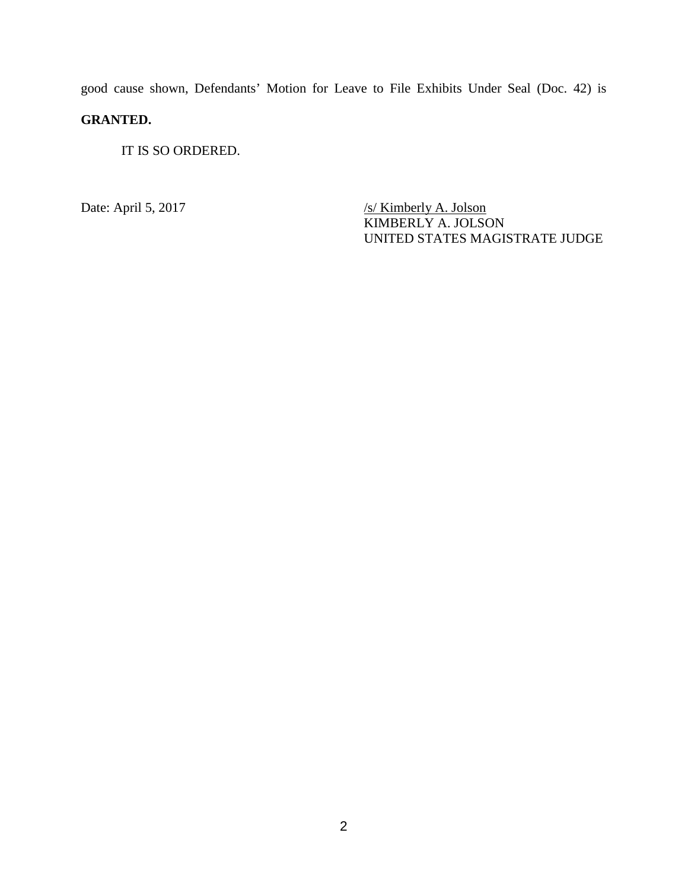good cause shown, Defendants' Motion for Leave to File Exhibits Under Seal (Doc. 42) is **GRANTED.**

IT IS SO ORDERED.

Date: April 5, 2017

/s/ Kimberly A. Jolson
KIMBERLY A. JOLSON
UNITED STATES MAGISTRATE JUDGE